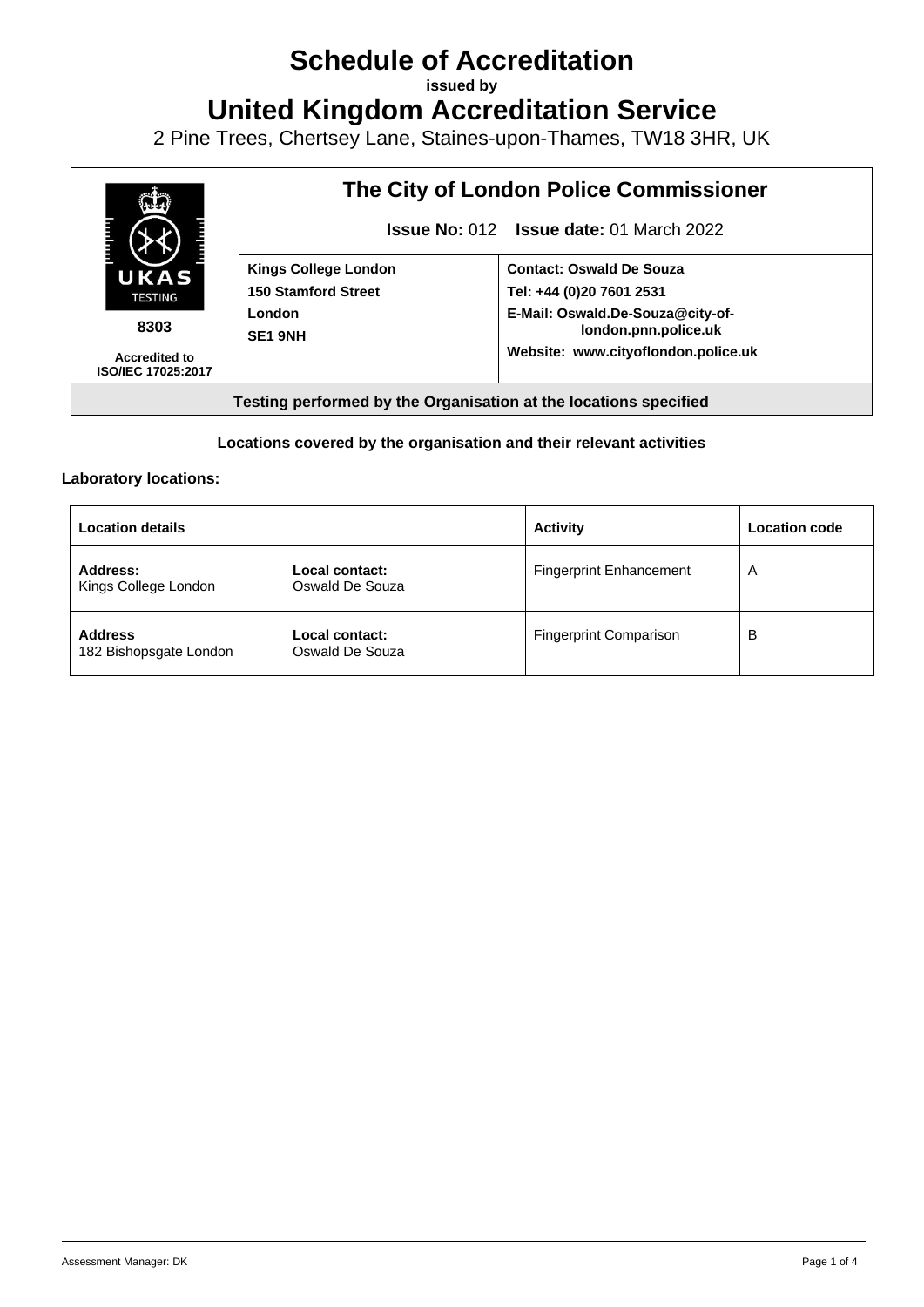# Schedule of Accreditation

**issued by**

# United Kingdom Accreditation Service

2 Pine Trees, Chertsey Lane, Staines-upon-Thames, TW18 3HR, UK

| UKAS TESTING 8303 Accredited to ISO/IEC 17025:2017 | **The City of London Police Commissioner** **Issue No:** 012 **Issue date:** 01 March 2022 | |
|---|---|---|
| | **Kings College London** **150 Stamford Street** **London** **SE1 9NH** | **Contact: Oswald De Souza** **Tel: +44 (0)20 7601 2531** **E-Mail: Oswald.De-Souza@city-of-london.pnn.police.uk** **Website: www.cityoflondon.police.uk** |
| **Testing performed by the Organisation at the locations specified** | | |

**Locations covered by the organisation and their relevant activities**

**Laboratory locations:**

| Location details | | Activity | Location code |
|---|---|---|---|
| **Address:** Kings College London | **Local contact:** Oswald De Souza | Fingerprint Enhancement | A |
| **Address** 182 Bishopsgate London | **Local contact:** Oswald De Souza | Fingerprint Comparison | B |

Assessment Manager: DK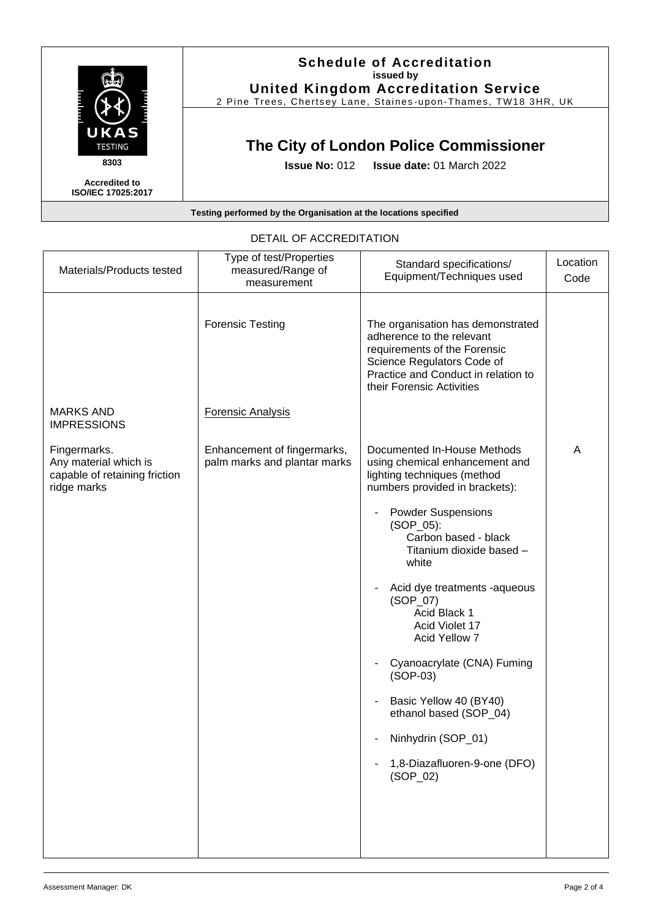**Schedule of Accreditation**
**issued by**
**United Kingdom Accreditation Service**
2 Pine Trees, Chertsey Lane, Staines-upon-Thames, TW18 3HR, UK

UKAS TESTING
8303
**Accredited to ISO/IEC 17025:2017**

# The City of London Police Commissioner

**Issue No:** 012 **Issue date:** 01 March 2022

**Testing performed by the Organisation at the locations specified**

## DETAIL OF ACCREDITATION

| Materials/Products tested | Type of test/Properties measured/Range of measurement | Standard specifications/ Equipment/Techniques used | Location Code |
|---|---|---|---|
| | Forensic Testing | The organisation has demonstrated adherence to the relevant requirements of the Forensic Science Regulators Code of Practice and Conduct in relation to their Forensic Activities | |
| MARKS AND IMPRESSIONS | <u>Forensic Analysis</u> | | |
| Fingermarks.<br>Any material which is capable of retaining friction ridge marks | Enhancement of fingermarks, palm marks and plantar marks | Documented In-House Methods using chemical enhancement and lighting techniques (method numbers provided in brackets):<br><br>- Powder Suspensions (SOP_05):<br>Carbon based - black<br>Titanium dioxide based – white<br><br>- Acid dye treatments -aqueous (SOP_07)<br>Acid Black 1<br>Acid Violet 17<br>Acid Yellow 7<br><br>- Cyanoacrylate (CNA) Fuming (SOP-03)<br><br>- Basic Yellow 40 (BY40) ethanol based (SOP_04)<br><br>- Ninhydrin (SOP_01)<br><br>- 1,8-Diazafluoren-9-one (DFO) (SOP_02) | A |

Assessment Manager: DK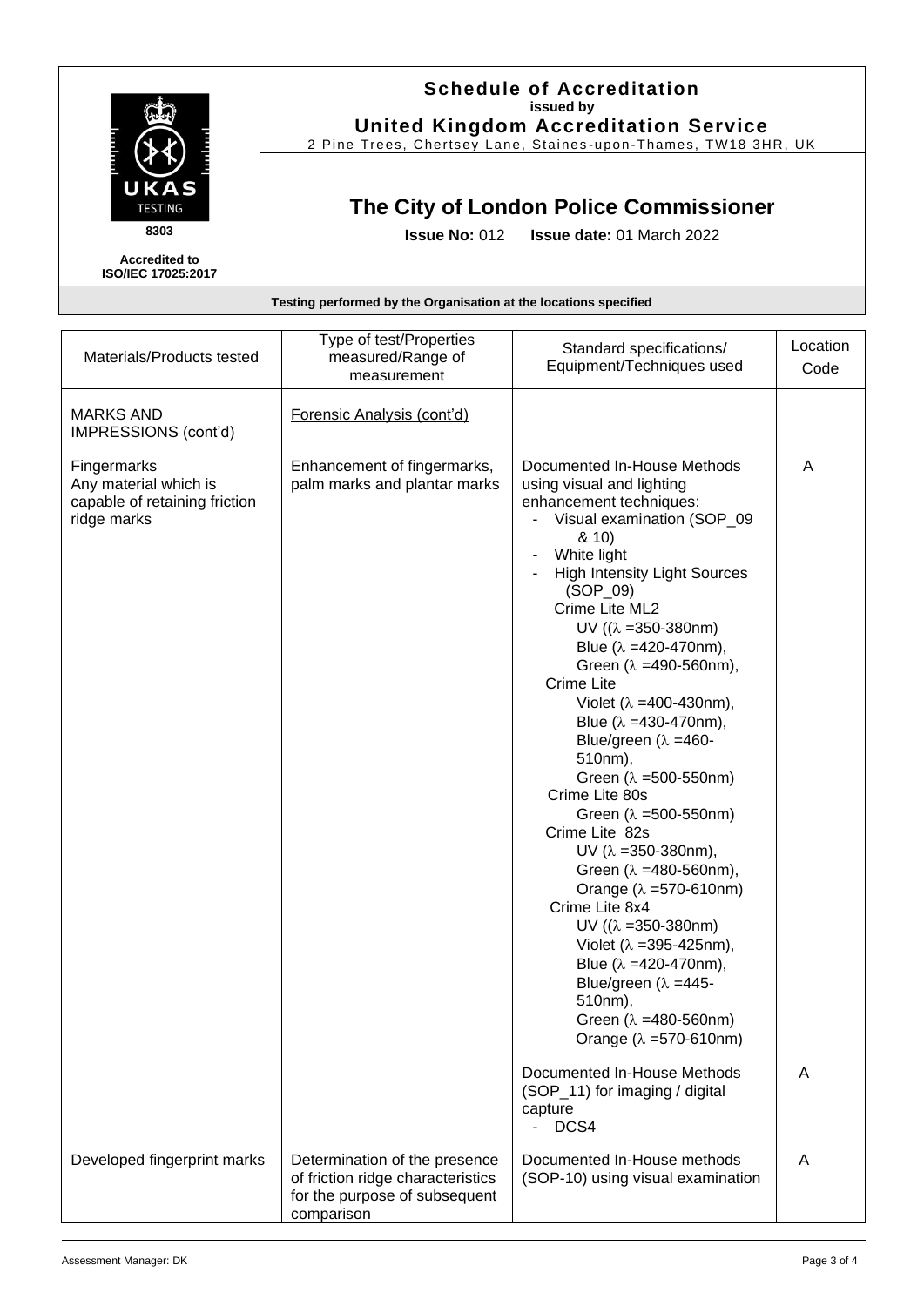**Schedule of Accreditation**
**issued by**
**United Kingdom Accreditation Service**
2 Pine Trees, Chertsey Lane, Staines-upon-Thames, TW18 3HR, UK

UKAS TESTING
8303
**Accredited to ISO/IEC 17025:2017**

## The City of London Police Commissioner

**Issue No:** 012 **Issue date:** 01 March 2022

**Testing performed by the Organisation at the locations specified**

| Materials/Products tested | Type of test/Properties measured/Range of measurement | Standard specifications/ Equipment/Techniques used | Location Code |
|---|---|---|---|
| MARKS AND IMPRESSIONS (cont'd) | Forensic Analysis (cont'd) | | |
| Fingermarks<br>Any material which is capable of retaining friction ridge marks | Enhancement of fingermarks, palm marks and plantar marks | Documented In-House Methods using visual and lighting enhancement techniques:<br>- Visual examination (SOP_09 & 10)<br>- White light<br>- High Intensity Light Sources (SOP_09)<br>Crime Lite ML2<br>UV (($\lambda$ =350-380nm)<br>Blue ($\lambda$ =420-470nm),<br>Green ($\lambda$ =490-560nm),<br>Crime Lite<br>Violet ($\lambda$ =400-430nm),<br>Blue ($\lambda$ =430-470nm),<br>Blue/green ($\lambda$ =460-510nm),<br>Green ($\lambda$ =500-550nm)<br>Crime Lite 80s<br>Green ($\lambda$ =500-550nm)<br>Crime Lite 82s<br>UV ($\lambda$ =350-380nm),<br>Green ($\lambda$ =480-560nm),<br>Orange ($\lambda$ =570-610nm)<br>Crime Lite 8x4<br>UV (($\lambda$ =350-380nm)<br>Violet ($\lambda$ =395-425nm),<br>Blue ($\lambda$ =420-470nm),<br>Blue/green ($\lambda$ =445-510nm),<br>Green ($\lambda$ =480-560nm)<br>Orange ($\lambda$ =570-610nm) | A |
| | | Documented In-House Methods (SOP_11) for imaging / digital capture<br>- DCS4 | A |
| Developed fingerprint marks | Determination of the presence of friction ridge characteristics for the purpose of subsequent comparison | Documented In-House methods (SOP-10) using visual examination | A |

Assessment Manager: DK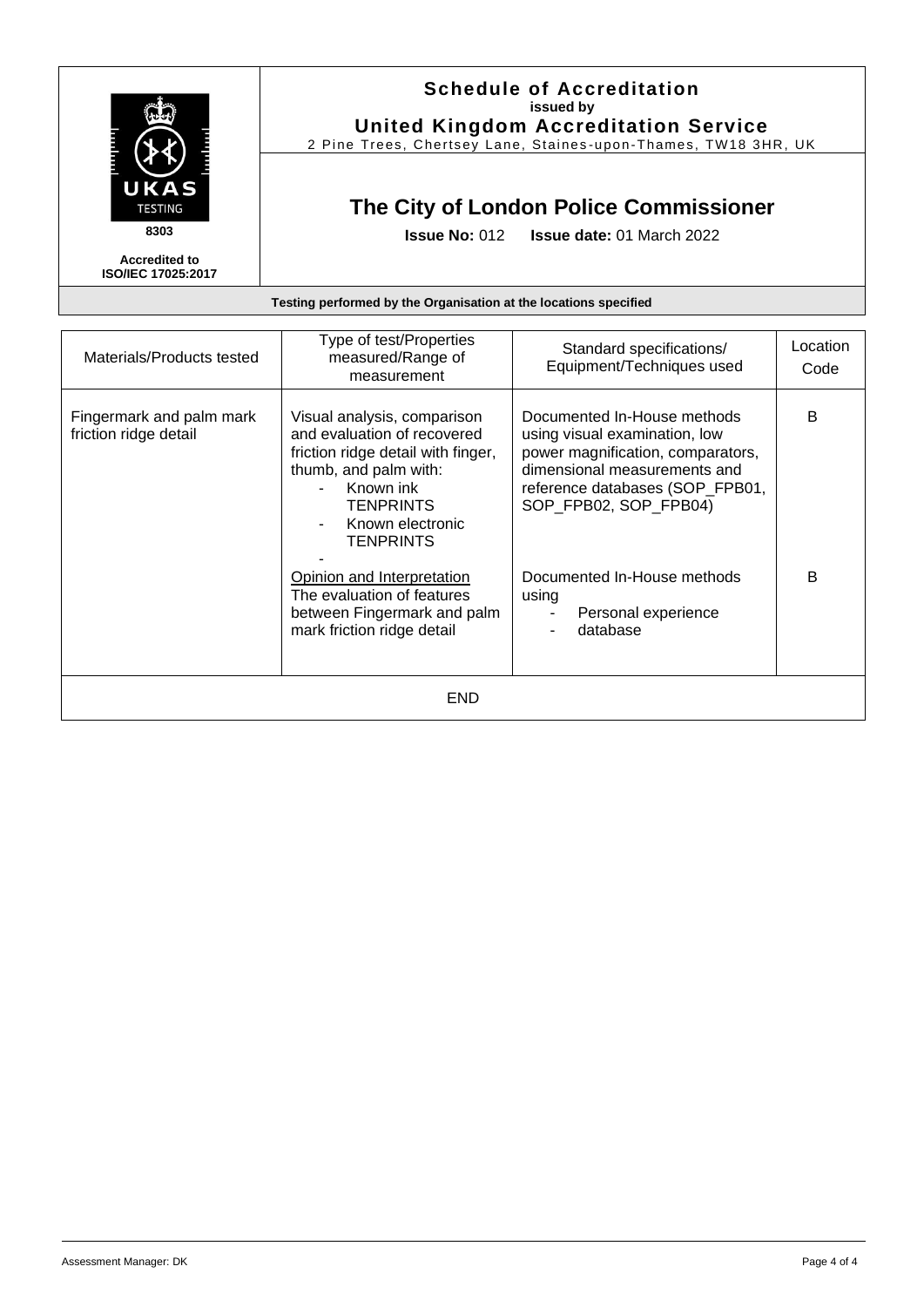**Schedule of Accreditation**
**issued by**
**United Kingdom Accreditation Service**
2 Pine Trees, Chertsey Lane, Staines-upon-Thames, TW18 3HR, UK

UKAS TESTING
**8303**

**Accredited to ISO/IEC 17025:2017**

# The City of London Police Commissioner

**Issue No:** 012 **Issue date:** 01 March 2022

**Testing performed by the Organisation at the locations specified**

| Materials/Products tested | Type of test/Properties measured/Range of measurement | Standard specifications/ Equipment/Techniques used | Location Code |
|---|---|---|---|
| Fingermark and palm mark friction ridge detail | Visual analysis, comparison and evaluation of recovered friction ridge detail with finger, thumb, and palm with:<br>- Known ink TENPRINTS<br>- Known electronic TENPRINTS<br>- | Documented In-House methods using visual examination, low power magnification, comparators, dimensional measurements and reference databases (SOP_FPB01, SOP_FPB02, SOP_FPB04) | B |
| | <u>Opinion and Interpretation</u><br>The evaluation of features between Fingermark and palm mark friction ridge detail | Documented In-House methods using<br>- Personal experience<br>- database | B |

END

Assessment Manager: DK